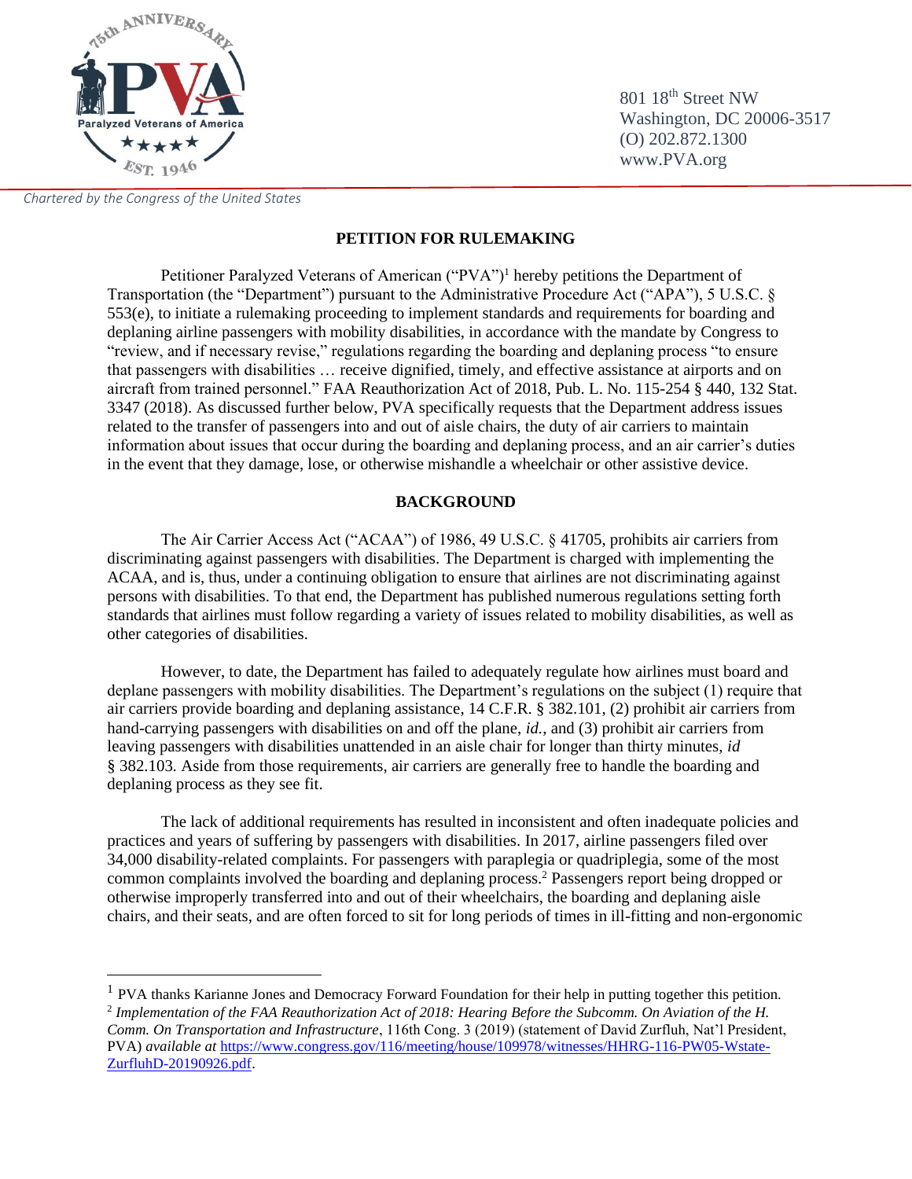801 18th Street NW
Washington, DC 20006-3517
(O) 202.872.1300
www.PVA.org

*Chartered by the Congress of the United States*

**PETITION FOR RULEMAKING**

Petitioner Paralyzed Veterans of American ("PVA")[1] hereby petitions the Department of Transportation (the "Department") pursuant to the Administrative Procedure Act ("APA"), 5 U.S.C. § 553(e), to initiate a rulemaking proceeding to implement standards and requirements for boarding and deplaning airline passengers with mobility disabilities, in accordance with the mandate by Congress to "review, and if necessary revise," regulations regarding the boarding and deplaning process "to ensure that passengers with disabilities … receive dignified, timely, and effective assistance at airports and on aircraft from trained personnel." FAA Reauthorization Act of 2018, Pub. L. No. 115-254 § 440, 132 Stat. 3347 (2018). As discussed further below, PVA specifically requests that the Department address issues related to the transfer of passengers into and out of aisle chairs, the duty of air carriers to maintain information about issues that occur during the boarding and deplaning process, and an air carrier's duties in the event that they damage, lose, or otherwise mishandle a wheelchair or other assistive device.

**BACKGROUND**

The Air Carrier Access Act ("ACAA") of 1986, 49 U.S.C. § 41705, prohibits air carriers from discriminating against passengers with disabilities. The Department is charged with implementing the ACAA, and is, thus, under a continuing obligation to ensure that airlines are not discriminating against persons with disabilities. To that end, the Department has published numerous regulations setting forth standards that airlines must follow regarding a variety of issues related to mobility disabilities, as well as other categories of disabilities.

However, to date, the Department has failed to adequately regulate how airlines must board and deplane passengers with mobility disabilities. The Department's regulations on the subject (1) require that air carriers provide boarding and deplaning assistance, 14 C.F.R. § 382.101, (2) prohibit air carriers from hand-carrying passengers with disabilities on and off the plane, *id.*, and (3) prohibit air carriers from leaving passengers with disabilities unattended in an aisle chair for longer than thirty minutes, *id* § 382.103. Aside from those requirements, air carriers are generally free to handle the boarding and deplaning process as they see fit.

The lack of additional requirements has resulted in inconsistent and often inadequate policies and practices and years of suffering by passengers with disabilities. In 2017, airline passengers filed over 34,000 disability-related complaints. For passengers with paraplegia or quadriplegia, some of the most common complaints involved the boarding and deplaning process.[2] Passengers report being dropped or otherwise improperly transferred into and out of their wheelchairs, the boarding and deplaning aisle chairs, and their seats, and are often forced to sit for long periods of times in ill-fitting and non-ergonomic

---

[1] PVA thanks Karianne Jones and Democracy Forward Foundation for their help in putting together this petition.

[2] *Implementation of the FAA Reauthorization Act of 2018: Hearing Before the Subcomm. On Aviation of the H. Comm. On Transportation and Infrastructure*, 116th Cong. 3 (2019) (statement of David Zurfluh, Nat'l President, PVA) *available at* https://www.congress.gov/116/meeting/house/109978/witnesses/HHRG-116-PW05-Wstate-ZurfluhD-20190926.pdf.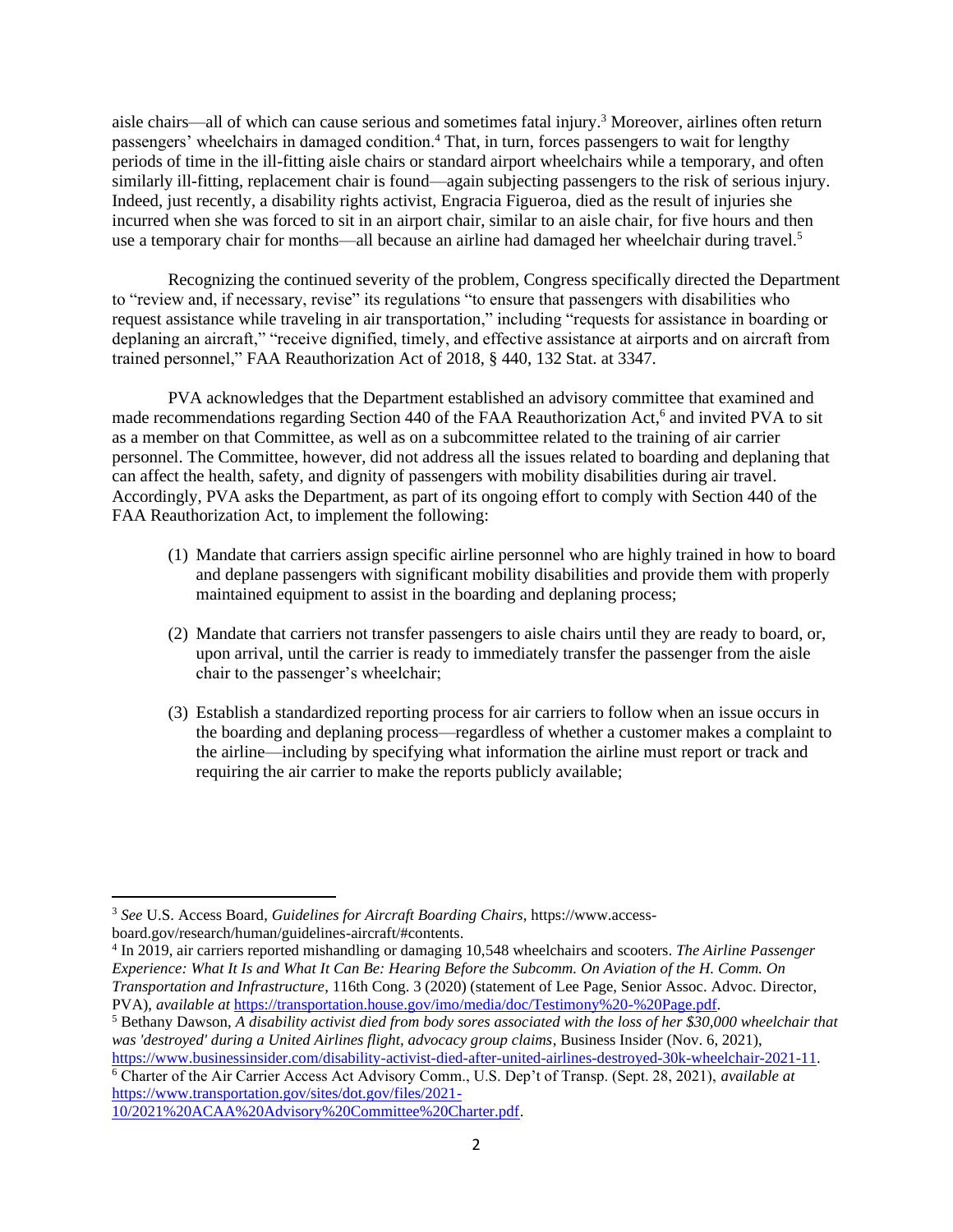aisle chairs—all of which can cause serious and sometimes fatal injury.[3] Moreover, airlines often return passengers' wheelchairs in damaged condition.[4] That, in turn, forces passengers to wait for lengthy periods of time in the ill-fitting aisle chairs or standard airport wheelchairs while a temporary, and often similarly ill-fitting, replacement chair is found—again subjecting passengers to the risk of serious injury. Indeed, just recently, a disability rights activist, Engracia Figueroa, died as the result of injuries she incurred when she was forced to sit in an airport chair, similar to an aisle chair, for five hours and then use a temporary chair for months—all because an airline had damaged her wheelchair during travel.[5]

Recognizing the continued severity of the problem, Congress specifically directed the Department to "review and, if necessary, revise" its regulations "to ensure that passengers with disabilities who request assistance while traveling in air transportation," including "requests for assistance in boarding or deplaning an aircraft," "receive dignified, timely, and effective assistance at airports and on aircraft from trained personnel," FAA Reauthorization Act of 2018, § 440, 132 Stat. at 3347.

PVA acknowledges that the Department established an advisory committee that examined and made recommendations regarding Section 440 of the FAA Reauthorization Act,[6] and invited PVA to sit as a member on that Committee, as well as on a subcommittee related to the training of air carrier personnel. The Committee, however, did not address all the issues related to boarding and deplaning that can affect the health, safety, and dignity of passengers with mobility disabilities during air travel. Accordingly, PVA asks the Department, as part of its ongoing effort to comply with Section 440 of the FAA Reauthorization Act, to implement the following:

(1) Mandate that carriers assign specific airline personnel who are highly trained in how to board and deplane passengers with significant mobility disabilities and provide them with properly maintained equipment to assist in the boarding and deplaning process;

(2) Mandate that carriers not transfer passengers to aisle chairs until they are ready to board, or, upon arrival, until the carrier is ready to immediately transfer the passenger from the aisle chair to the passenger's wheelchair;

(3) Establish a standardized reporting process for air carriers to follow when an issue occurs in the boarding and deplaning process—regardless of whether a customer makes a complaint to the airline—including by specifying what information the airline must report or track and requiring the air carrier to make the reports publicly available;

---

[3] *See* U.S. Access Board, *Guidelines for Aircraft Boarding Chairs*, https://www.access-board.gov/research/human/guidelines-aircraft/#contents.

[4] In 2019, air carriers reported mishandling or damaging 10,548 wheelchairs and scooters. *The Airline Passenger Experience: What It Is and What It Can Be: Hearing Before the Subcomm. On Aviation of the H. Comm. On Transportation and Infrastructure*, 116th Cong. 3 (2020) (statement of Lee Page, Senior Assoc. Advoc. Director, PVA), *available at* https://transportation.house.gov/imo/media/doc/Testimony%20-%20Page.pdf.

[5] Bethany Dawson, *A disability activist died from body sores associated with the loss of her $30,000 wheelchair that was 'destroyed' during a United Airlines flight, advocacy group claims*, Business Insider (Nov. 6, 2021), https://www.businessinsider.com/disability-activist-died-after-united-airlines-destroyed-30k-wheelchair-2021-11.

[6] Charter of the Air Carrier Access Act Advisory Comm., U.S. Dep't of Transp. (Sept. 28, 2021), *available at* https://www.transportation.gov/sites/dot.gov/files/2021-10/2021%20ACAA%20Advisory%20Committee%20Charter.pdf.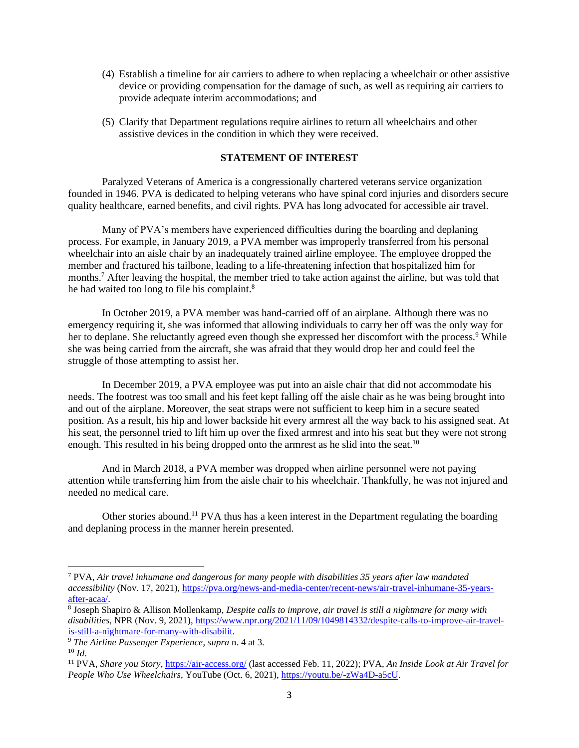(4) Establish a timeline for air carriers to adhere to when replacing a wheelchair or other assistive device or providing compensation for the damage of such, as well as requiring air carriers to provide adequate interim accommodations; and

(5) Clarify that Department regulations require airlines to return all wheelchairs and other assistive devices in the condition in which they were received.

## STATEMENT OF INTEREST

Paralyzed Veterans of America is a congressionally chartered veterans service organization founded in 1946. PVA is dedicated to helping veterans who have spinal cord injuries and disorders secure quality healthcare, earned benefits, and civil rights. PVA has long advocated for accessible air travel.

Many of PVA's members have experienced difficulties during the boarding and deplaning process. For example, in January 2019, a PVA member was improperly transferred from his personal wheelchair into an aisle chair by an inadequately trained airline employee. The employee dropped the member and fractured his tailbone, leading to a life-threatening infection that hospitalized him for months.[7] After leaving the hospital, the member tried to take action against the airline, but was told that he had waited too long to file his complaint.[8]

In October 2019, a PVA member was hand-carried off of an airplane. Although there was no emergency requiring it, she was informed that allowing individuals to carry her off was the only way for her to deplane. She reluctantly agreed even though she expressed her discomfort with the process.[9] While she was being carried from the aircraft, she was afraid that they would drop her and could feel the struggle of those attempting to assist her.

In December 2019, a PVA employee was put into an aisle chair that did not accommodate his needs. The footrest was too small and his feet kept falling off the aisle chair as he was being brought into and out of the airplane. Moreover, the seat straps were not sufficient to keep him in a secure seated position. As a result, his hip and lower backside hit every armrest all the way back to his assigned seat. At his seat, the personnel tried to lift him up over the fixed armrest and into his seat but they were not strong enough. This resulted in his being dropped onto the armrest as he slid into the seat.[10]

And in March 2018, a PVA member was dropped when airline personnel were not paying attention while transferring him from the aisle chair to his wheelchair. Thankfully, he was not injured and needed no medical care.

Other stories abound.[11] PVA thus has a keen interest in the Department regulating the boarding and deplaning process in the manner herein presented.

---

[7] PVA, *Air travel inhumane and dangerous for many people with disabilities 35 years after law mandated accessibility* (Nov. 17, 2021), https://pva.org/news-and-media-center/recent-news/air-travel-inhumane-35-years-after-acaa/.

[8] Joseph Shapiro & Allison Mollenkamp, *Despite calls to improve, air travel is still a nightmare for many with disabilities*, NPR (Nov. 9, 2021), https://www.npr.org/2021/11/09/1049814332/despite-calls-to-improve-air-travel-is-still-a-nightmare-for-many-with-disabilit.

[9] *The Airline Passenger Experience*, *supra* n. 4 at 3.

[10] *Id*.

[11] PVA, *Share you Story*, https://air-access.org/ (last accessed Feb. 11, 2022); PVA, *An Inside Look at Air Travel for People Who Use Wheelchairs*, YouTube (Oct. 6, 2021), https://youtu.be/-zWa4D-a5cU.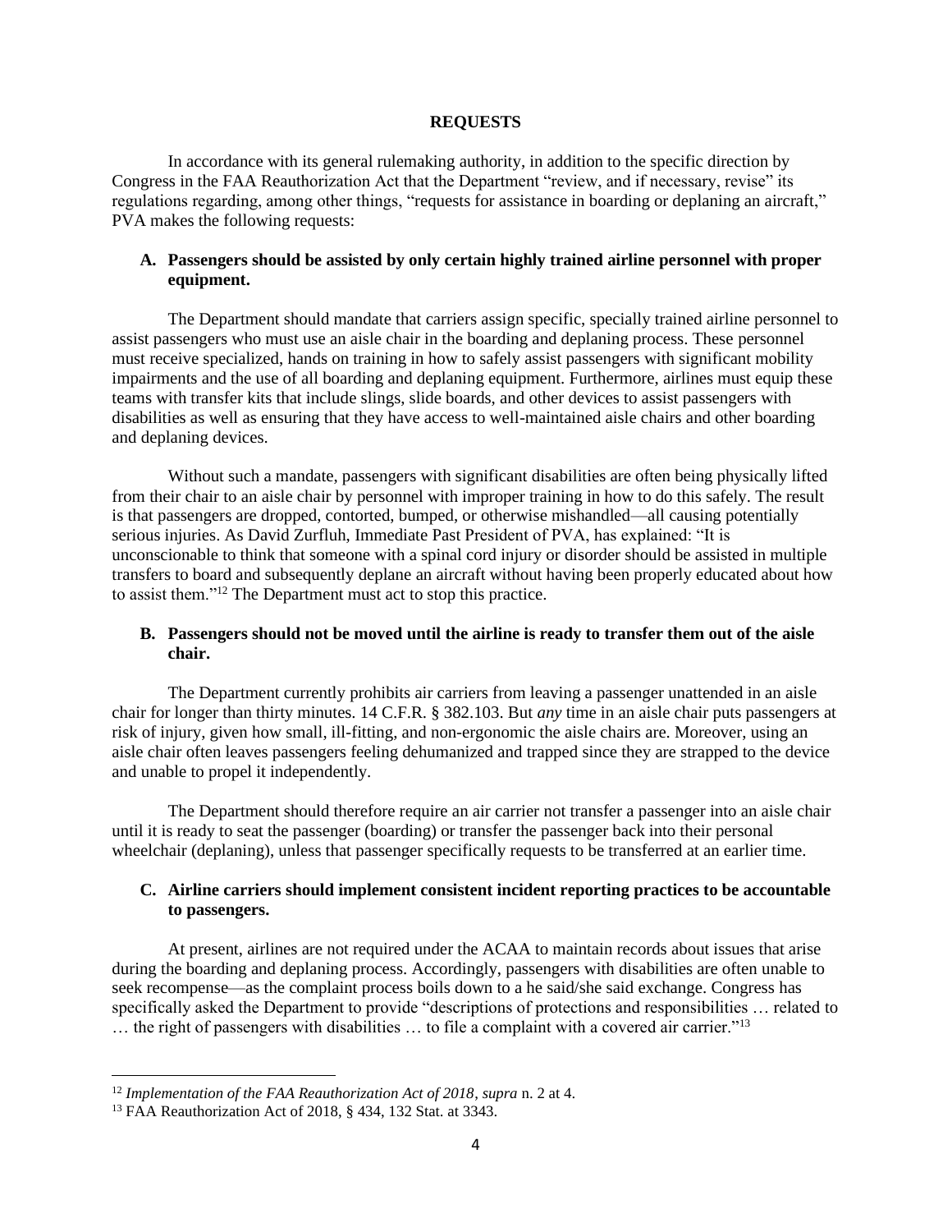## REQUESTS

In accordance with its general rulemaking authority, in addition to the specific direction by Congress in the FAA Reauthorization Act that the Department "review, and if necessary, revise" its regulations regarding, among other things, "requests for assistance in boarding or deplaning an aircraft," PVA makes the following requests:

### A. Passengers should be assisted by only certain highly trained airline personnel with proper equipment.

The Department should mandate that carriers assign specific, specially trained airline personnel to assist passengers who must use an aisle chair in the boarding and deplaning process. These personnel must receive specialized, hands on training in how to safely assist passengers with significant mobility impairments and the use of all boarding and deplaning equipment. Furthermore, airlines must equip these teams with transfer kits that include slings, slide boards, and other devices to assist passengers with disabilities as well as ensuring that they have access to well-maintained aisle chairs and other boarding and deplaning devices.

Without such a mandate, passengers with significant disabilities are often being physically lifted from their chair to an aisle chair by personnel with improper training in how to do this safely. The result is that passengers are dropped, contorted, bumped, or otherwise mishandled—all causing potentially serious injuries. As David Zurfluh, Immediate Past President of PVA, has explained: "It is unconscionable to think that someone with a spinal cord injury or disorder should be assisted in multiple transfers to board and subsequently deplane an aircraft without having been properly educated about how to assist them."[12] The Department must act to stop this practice.

### B. Passengers should not be moved until the airline is ready to transfer them out of the aisle chair.

The Department currently prohibits air carriers from leaving a passenger unattended in an aisle chair for longer than thirty minutes. 14 C.F.R. § 382.103. But *any* time in an aisle chair puts passengers at risk of injury, given how small, ill-fitting, and non-ergonomic the aisle chairs are. Moreover, using an aisle chair often leaves passengers feeling dehumanized and trapped since they are strapped to the device and unable to propel it independently.

The Department should therefore require an air carrier not transfer a passenger into an aisle chair until it is ready to seat the passenger (boarding) or transfer the passenger back into their personal wheelchair (deplaning), unless that passenger specifically requests to be transferred at an earlier time.

### C. Airline carriers should implement consistent incident reporting practices to be accountable to passengers.

At present, airlines are not required under the ACAA to maintain records about issues that arise during the boarding and deplaning process. Accordingly, passengers with disabilities are often unable to seek recompense—as the complaint process boils down to a he said/she said exchange. Congress has specifically asked the Department to provide "descriptions of protections and responsibilities … related to … the right of passengers with disabilities … to file a complaint with a covered air carrier."[13]

---

[12] *Implementation of the FAA Reauthorization Act of 2018*, *supra* n. 2 at 4.

[13] FAA Reauthorization Act of 2018, § 434, 132 Stat. at 3343.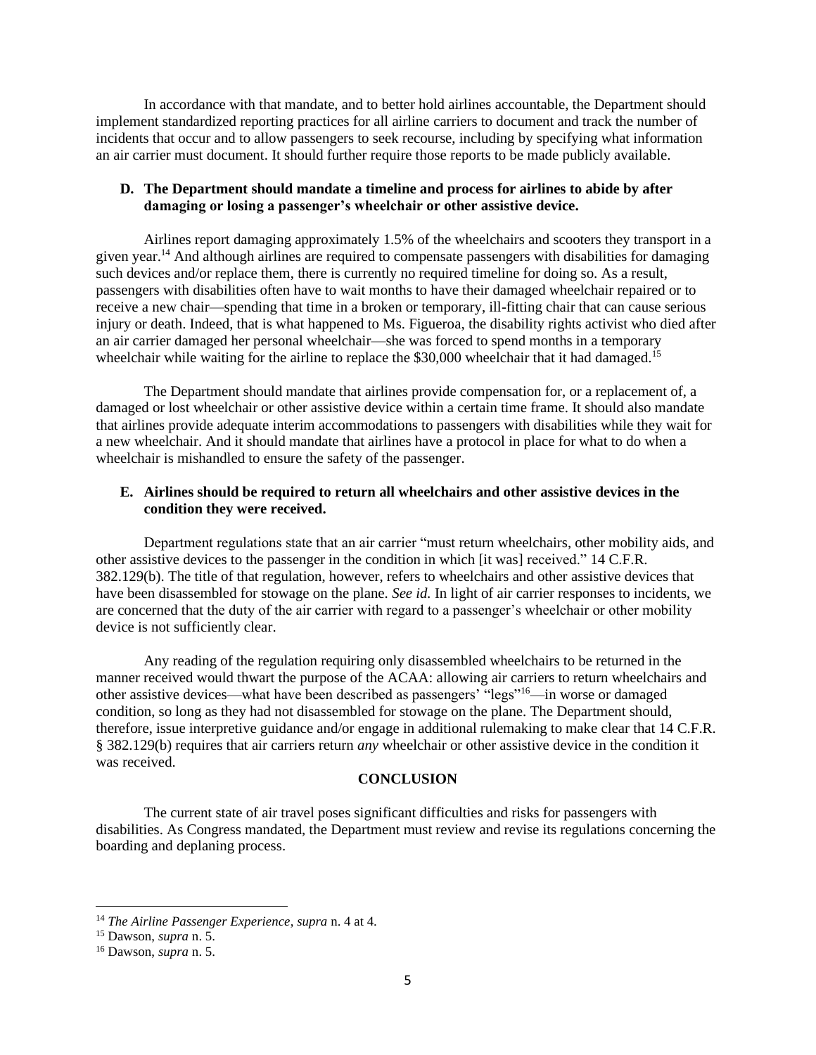In accordance with that mandate, and to better hold airlines accountable, the Department should implement standardized reporting practices for all airline carriers to document and track the number of incidents that occur and to allow passengers to seek recourse, including by specifying what information an air carrier must document. It should further require those reports to be made publicly available.

### D. The Department should mandate a timeline and process for airlines to abide by after damaging or losing a passenger's wheelchair or other assistive device.

Airlines report damaging approximately 1.5% of the wheelchairs and scooters they transport in a given year.[14] And although airlines are required to compensate passengers with disabilities for damaging such devices and/or replace them, there is currently no required timeline for doing so. As a result, passengers with disabilities often have to wait months to have their damaged wheelchair repaired or to receive a new chair—spending that time in a broken or temporary, ill-fitting chair that can cause serious injury or death. Indeed, that is what happened to Ms. Figueroa, the disability rights activist who died after an air carrier damaged her personal wheelchair—she was forced to spend months in a temporary wheelchair while waiting for the airline to replace the $30,000 wheelchair that it had damaged.[15]

The Department should mandate that airlines provide compensation for, or a replacement of, a damaged or lost wheelchair or other assistive device within a certain time frame. It should also mandate that airlines provide adequate interim accommodations to passengers with disabilities while they wait for a new wheelchair. And it should mandate that airlines have a protocol in place for what to do when a wheelchair is mishandled to ensure the safety of the passenger.

### E. Airlines should be required to return all wheelchairs and other assistive devices in the condition they were received.

Department regulations state that an air carrier "must return wheelchairs, other mobility aids, and other assistive devices to the passenger in the condition in which [it was] received." 14 C.F.R. 382.129(b). The title of that regulation, however, refers to wheelchairs and other assistive devices that have been disassembled for stowage on the plane. *See id.* In light of air carrier responses to incidents, we are concerned that the duty of the air carrier with regard to a passenger's wheelchair or other mobility device is not sufficiently clear.

Any reading of the regulation requiring only disassembled wheelchairs to be returned in the manner received would thwart the purpose of the ACAA: allowing air carriers to return wheelchairs and other assistive devices—what have been described as passengers' "legs"[16]—in worse or damaged condition, so long as they had not disassembled for stowage on the plane. The Department should, therefore, issue interpretive guidance and/or engage in additional rulemaking to make clear that 14 C.F.R. § 382.129(b) requires that air carriers return *any* wheelchair or other assistive device in the condition it was received.

## CONCLUSION

The current state of air travel poses significant difficulties and risks for passengers with disabilities. As Congress mandated, the Department must review and revise its regulations concerning the boarding and deplaning process.

---

[14] *The Airline Passenger Experience*, *supra* n. 4 at 4.

[15] Dawson, *supra* n. 5.

[16] Dawson, *supra* n. 5.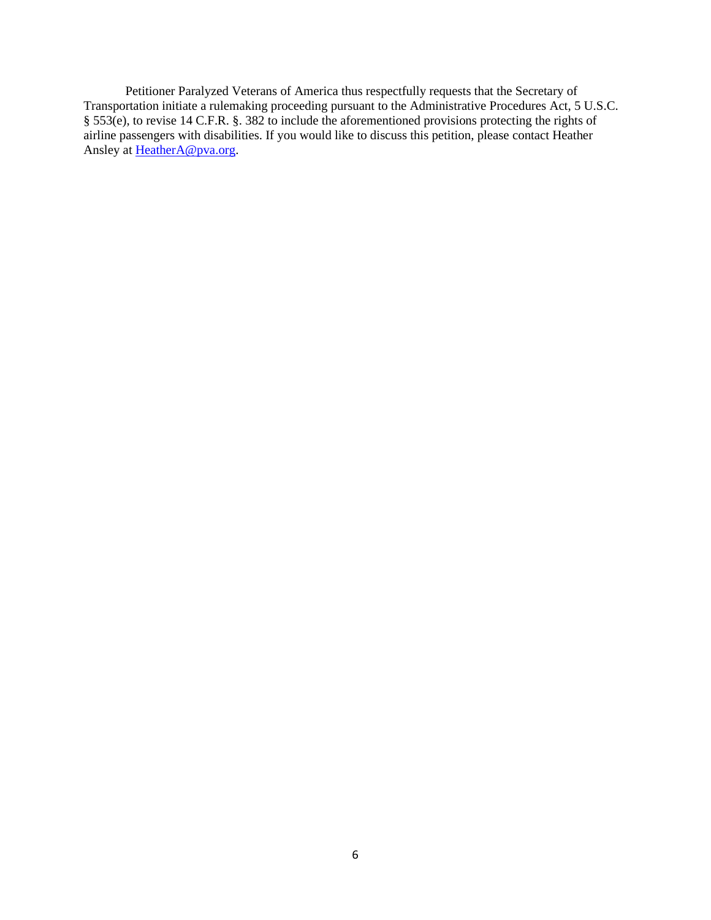Petitioner Paralyzed Veterans of America thus respectfully requests that the Secretary of Transportation initiate a rulemaking proceeding pursuant to the Administrative Procedures Act, 5 U.S.C. § 553(e), to revise 14 C.F.R. §. 382 to include the aforementioned provisions protecting the rights of airline passengers with disabilities. If you would like to discuss this petition, please contact Heather Ansley at HeatherA@pva.org.